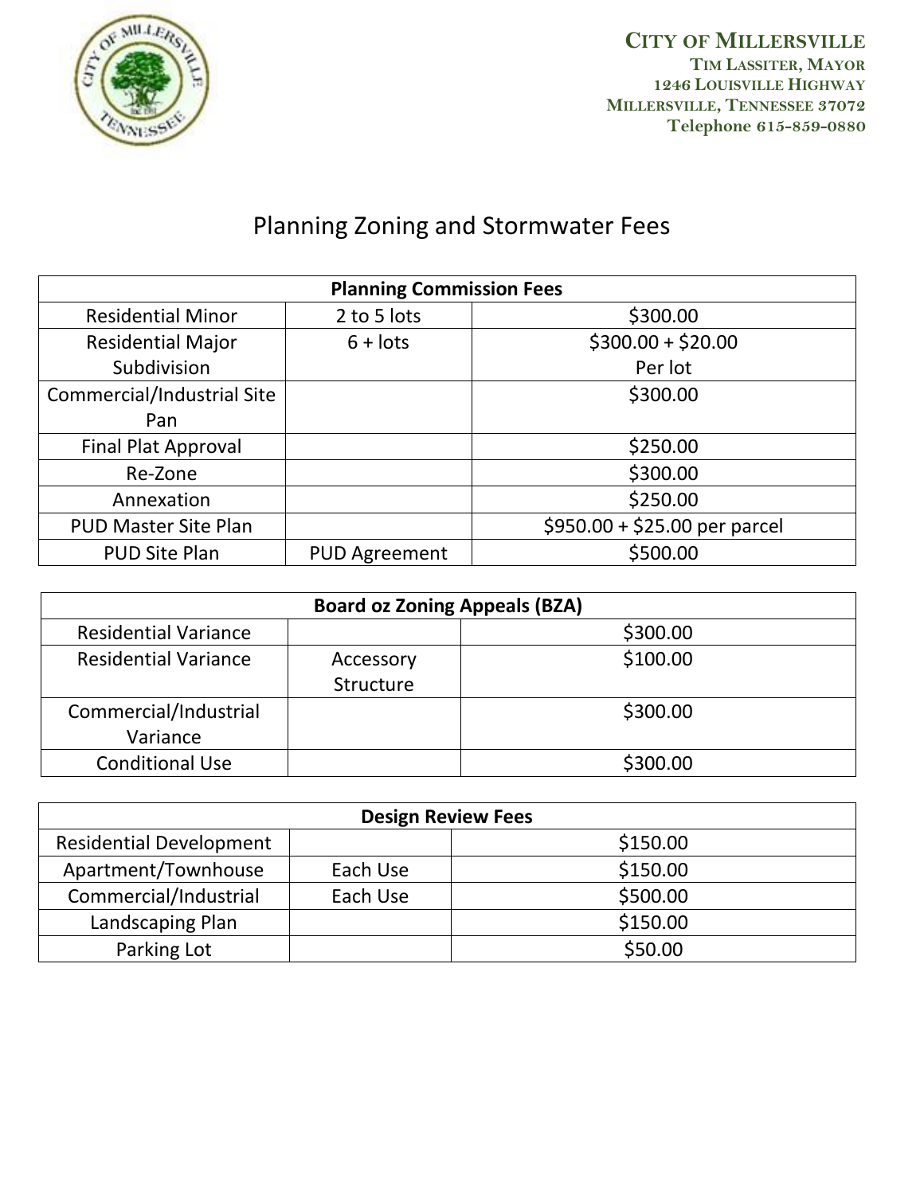**CITY OF MILLERSVILLE**
**TIM LASSITER, MAYOR**
**1246 LOUISVILLE HIGHWAY**
**MILLERSVILLE, TENNESSEE 37072**
**Telephone 615-859-0880**

# Planning Zoning and Stormwater Fees

| **Planning Commission Fees** | | |
|---|---|---|
| Residential Minor | 2 to 5 lots | $300.00 |
| Residential Major Subdivision | 6 + lots | $300.00 + $20.00 Per lot |
| Commercial/Industrial Site Pan | | $300.00 |
| Final Plat Approval | | $250.00 |
| Re-Zone | | $300.00 |
| Annexation | | $250.00 |
| PUD Master Site Plan | | $950.00 + $25.00 per parcel |
| PUD Site Plan | PUD Agreement | $500.00 |

| **Board oz Zoning Appeals (BZA)** | | |
|---|---|---|
| Residential Variance | | $300.00 |
| Residential Variance | Accessory Structure | $100.00 |
| Commercial/Industrial Variance | | $300.00 |
| Conditional Use | | $300.00 |

| **Design Review Fees** | | |
|---|---|---|
| Residential Development | | $150.00 |
| Apartment/Townhouse | Each Use | $150.00 |
| Commercial/Industrial | Each Use | $500.00 |
| Landscaping Plan | | $150.00 |
| Parking Lot | | $50.00 |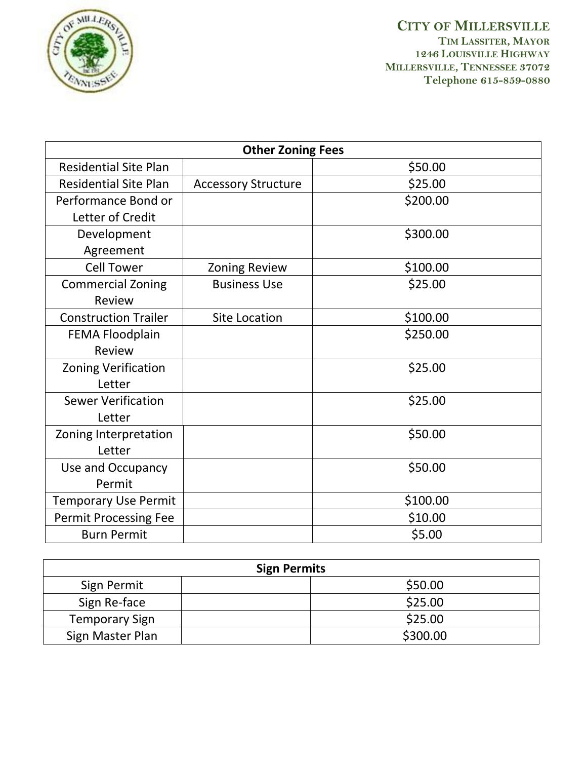**CITY OF MILLERSVILLE**
TIM LASSITER, MAYOR
1246 LOUISVILLE HIGHWAY
MILLERSVILLE, TENNESSEE 37072
Telephone 615-859-0880

| Other Zoning Fees | | |
|---|---|---|
| Residential Site Plan | | $50.00 |
| Residential Site Plan | Accessory Structure | $25.00 |
| Performance Bond or Letter of Credit | | $200.00 |
| Development Agreement | | $300.00 |
| Cell Tower | Zoning Review | $100.00 |
| Commercial Zoning Review | Business Use | $25.00 |
| Construction Trailer | Site Location | $100.00 |
| FEMA Floodplain Review | | $250.00 |
| Zoning Verification Letter | | $25.00 |
| Sewer Verification Letter | | $25.00 |
| Zoning Interpretation Letter | | $50.00 |
| Use and Occupancy Permit | | $50.00 |
| Temporary Use Permit | | $100.00 |
| Permit Processing Fee | | $10.00 |
| Burn Permit | | $5.00 |

| Sign Permits | | |
|---|---|---|
| Sign Permit | | $50.00 |
| Sign Re-face | | $25.00 |
| Temporary Sign | | $25.00 |
| Sign Master Plan | | $300.00 |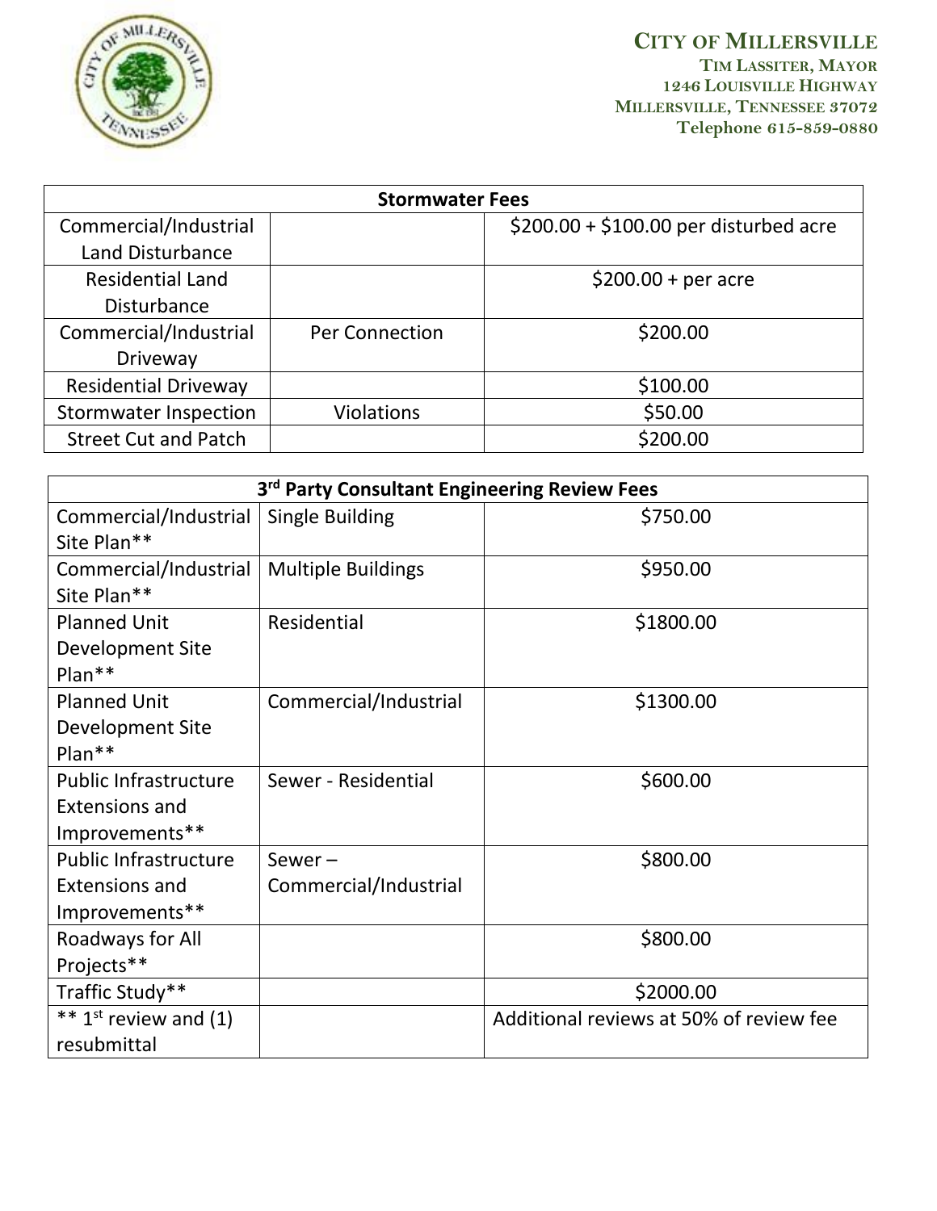# CITY OF MILLERSVILLE

TIM LASSITER, MAYOR
1246 LOUISVILLE HIGHWAY
MILLERSVILLE, TENNESSEE 37072
Telephone 615-859-0880

| Stormwater Fees | | |
|---|---|---|
| Commercial/Industrial Land Disturbance | | $200.00 + $100.00 per disturbed acre |
| Residential Land Disturbance | | $200.00 + per acre |
| Commercial/Industrial Driveway | Per Connection | $200.00 |
| Residential Driveway | | $100.00 |
| Stormwater Inspection | Violations | $50.00 |
| Street Cut and Patch | | $200.00 |

| 3rd Party Consultant Engineering Review Fees | | |
|---|---|---|
| Commercial/Industrial Site Plan** | Single Building | $750.00 |
| Commercial/Industrial Site Plan** | Multiple Buildings | $950.00 |
| Planned Unit Development Site Plan** | Residential | $1800.00 |
| Planned Unit Development Site Plan** | Commercial/Industrial | $1300.00 |
| Public Infrastructure Extensions and Improvements** | Sewer - Residential | $600.00 |
| Public Infrastructure Extensions and Improvements** | Sewer – Commercial/Industrial | $800.00 |
| Roadways for All Projects** | | $800.00 |
| Traffic Study** | | $2000.00 |
| ** 1st review and (1) resubmittal | | Additional reviews at 50% of review fee |